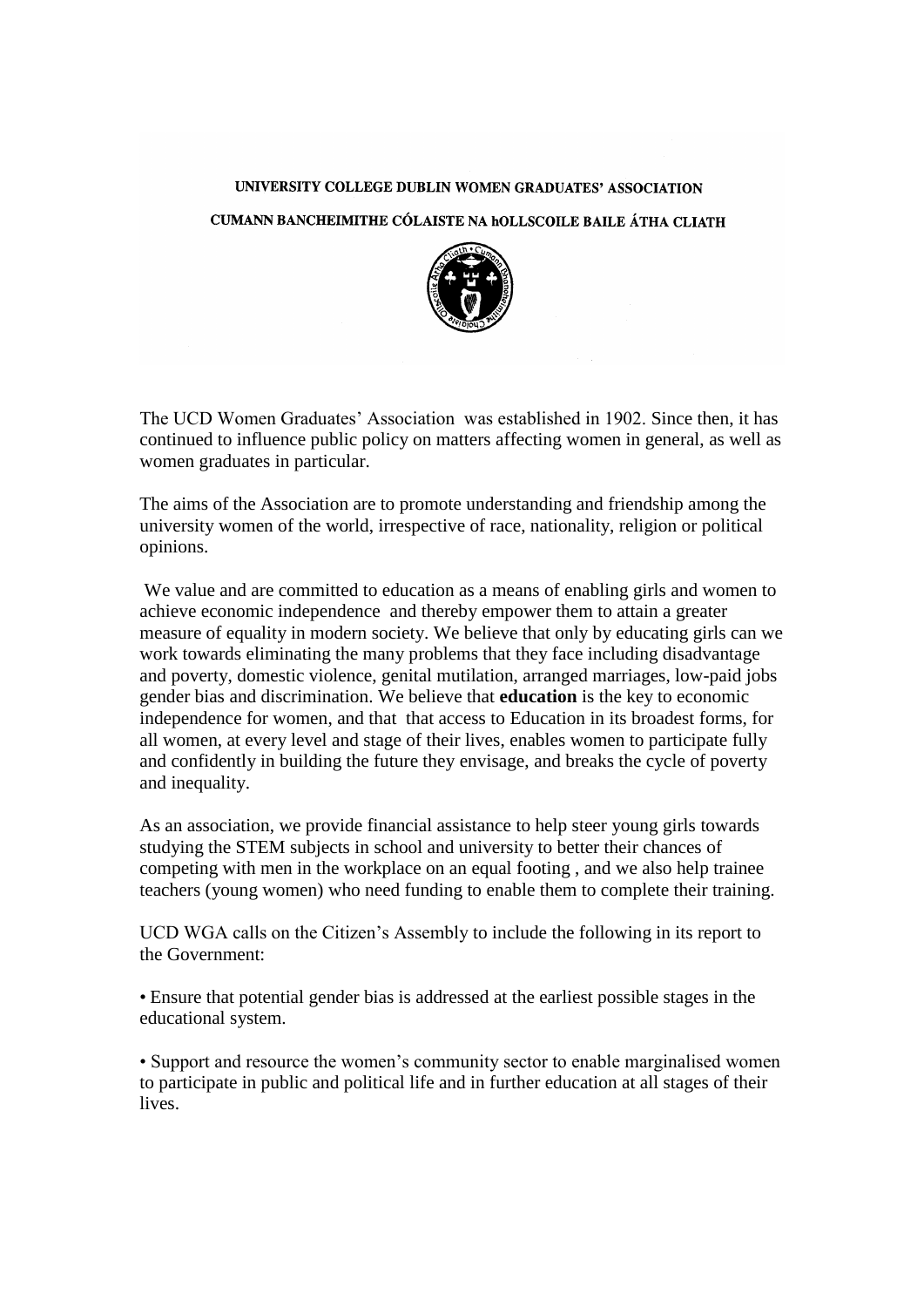**UNIVERSITY COLLEGE DUBLIN WOMEN GRADUATES' ASSOCIATION**

**CUMANN BANCHEIMITHE CÓLAISTE NA hOLLSCOILE BAILE ÁTHA CLIATH**

The UCD Women Graduates' Association was established in 1902. Since then, it has continued to influence public policy on matters affecting women in general, as well as women graduates in particular.

The aims of the Association are to promote understanding and friendship among the university women of the world, irrespective of race, nationality, religion or political opinions.

We value and are committed to education as a means of enabling girls and women to achieve economic independence and thereby empower them to attain a greater measure of equality in modern society. We believe that only by educating girls can we work towards eliminating the many problems that they face including disadvantage and poverty, domestic violence, genital mutilation, arranged marriages, low-paid jobs gender bias and discrimination. We believe that **education** is the key to economic independence for women, and that that access to Education in its broadest forms, for all women, at every level and stage of their lives, enables women to participate fully and confidently in building the future they envisage, and breaks the cycle of poverty and inequality.

As an association, we provide financial assistance to help steer young girls towards studying the STEM subjects in school and university to better their chances of competing with men in the workplace on an equal footing , and we also help trainee teachers (young women) who need funding to enable them to complete their training.

UCD WGA calls on the Citizen's Assembly to include the following in its report to the Government:

• Ensure that potential gender bias is addressed at the earliest possible stages in the educational system.

• Support and resource the women's community sector to enable marginalised women to participate in public and political life and in further education at all stages of their lives.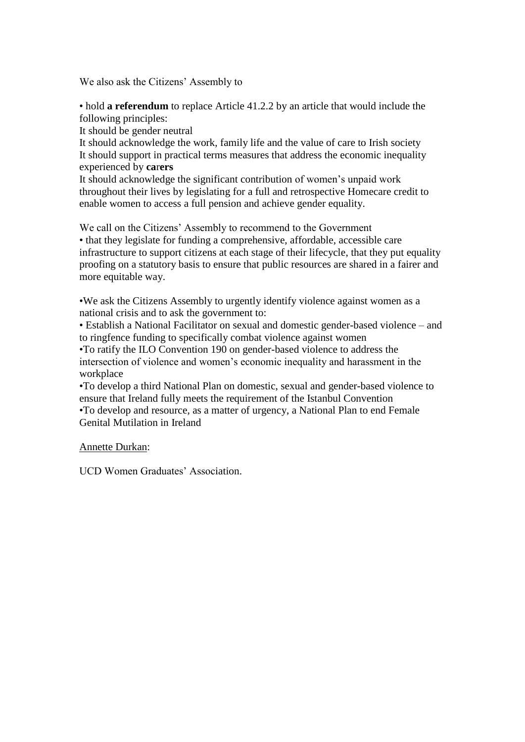We also ask the Citizens' Assembly to

• hold **a referendum** to replace Article 41.2.2 by an article that would include the following principles:
It should be gender neutral
It should acknowledge the work, family life and the value of care to Irish society
It should support in practical terms measures that address the economic inequality experienced by **carers**
It should acknowledge the significant contribution of women's unpaid work throughout their lives by legislating for a full and retrospective Homecare credit to enable women to access a full pension and achieve gender equality.

We call on the Citizens' Assembly to recommend to the Government
• that they legislate for funding a comprehensive, affordable, accessible care infrastructure to support citizens at each stage of their lifecycle, that they put equality proofing on a statutory basis to ensure that public resources are shared in a fairer and more equitable way.

•We ask the Citizens Assembly to urgently identify violence against women as a national crisis and to ask the government to:
• Establish a National Facilitator on sexual and domestic gender-based violence – and to ringfence funding to specifically combat violence against women
•To ratify the ILO Convention 190 on gender-based violence to address the intersection of violence and women's economic inequality and harassment in the workplace
•To develop a third National Plan on domestic, sexual and gender-based violence to ensure that Ireland fully meets the requirement of the Istanbul Convention
•To develop and resource, as a matter of urgency, a National Plan to end Female Genital Mutilation in Ireland

<u>Annette Durkan</u>:

UCD Women Graduates' Association.